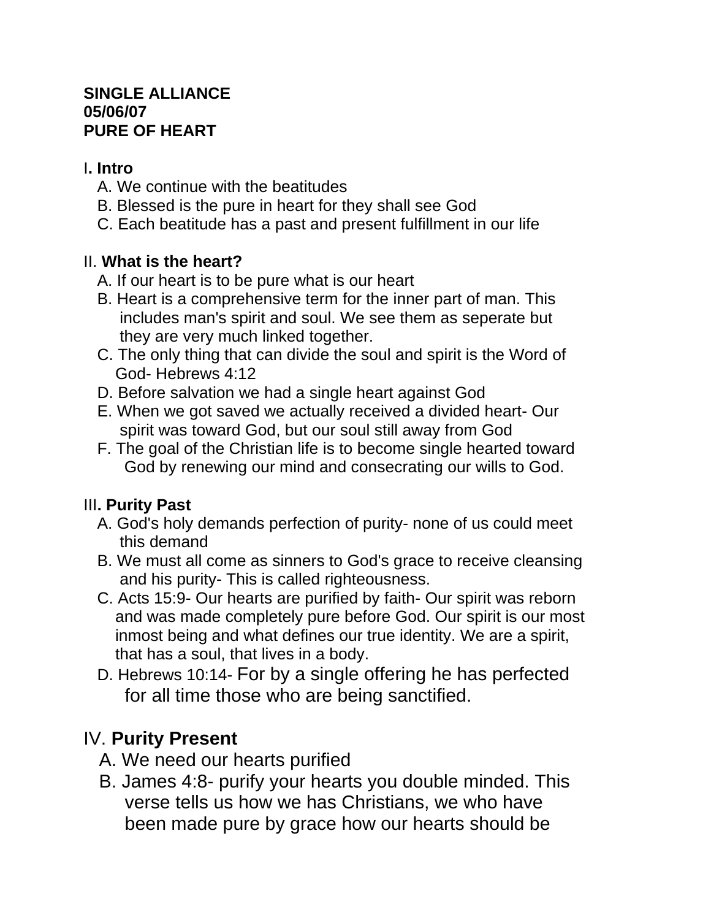**SINGLE ALLIANCE**
**05/06/07**
**PURE OF HEART**

I**. Intro**

A. We continue with the beatitudes
B. Blessed is the pure in heart for they shall see God
C. Each beatitude has a past and present fulfillment in our life

II. **What is the heart?**

A. If our heart is to be pure what is our heart
B. Heart is a comprehensive term for the inner part of man. This includes man's spirit and soul. We see them as seperate but they are very much linked together.
C. The only thing that can divide the soul and spirit is the Word of God- Hebrews 4:12
D. Before salvation we had a single heart against God
E. When we got saved we actually received a divided heart- Our spirit was toward God, but our soul still away from God
F. The goal of the Christian life is to become single hearted toward God by renewing our mind and consecrating our wills to God.

III**. Purity Past**

A. God's holy demands perfection of purity- none of us could meet this demand
B. We must all come as sinners to God's grace to receive cleansing and his purity- This is called righteousness.
C. Acts 15:9- Our hearts are purified by faith- Our spirit was reborn and was made completely pure before God. Our spirit is our most inmost being and what defines our true identity. We are a spirit, that has a soul, that lives in a body.
D. Hebrews 10:14- For by a single offering he has perfected for all time those who are being sanctified.

IV. **Purity Present**

A. We need our hearts purified
B. James 4:8- purify your hearts you double minded. This verse tells us how we has Christians, we who have been made pure by grace how our hearts should be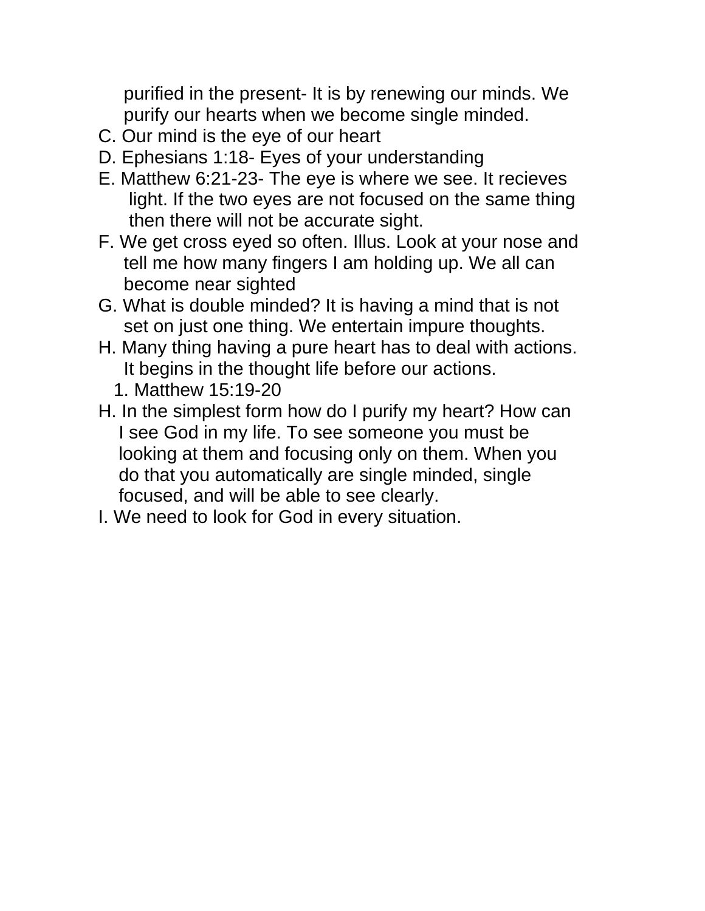purified in the present- It is by renewing our minds. We purify our hearts when we become single minded.

C. Our mind is the eye of our heart

D. Ephesians 1:18- Eyes of your understanding

E. Matthew 6:21-23- The eye is where we see. It recieves light. If the two eyes are not focused on the same thing then there will not be accurate sight.

F. We get cross eyed so often. Illus. Look at your nose and tell me how many fingers I am holding up. We all can become near sighted

G. What is double minded? It is having a mind that is not set on just one thing. We entertain impure thoughts.

H. Many thing having a pure heart has to deal with actions. It begins in the thought life before our actions.

   1. Matthew 15:19-20

H. In the simplest form how do I purify my heart? How can I see God in my life. To see someone you must be looking at them and focusing only on them. When you do that you automatically are single minded, single focused, and will be able to see clearly.

I. We need to look for God in every situation.